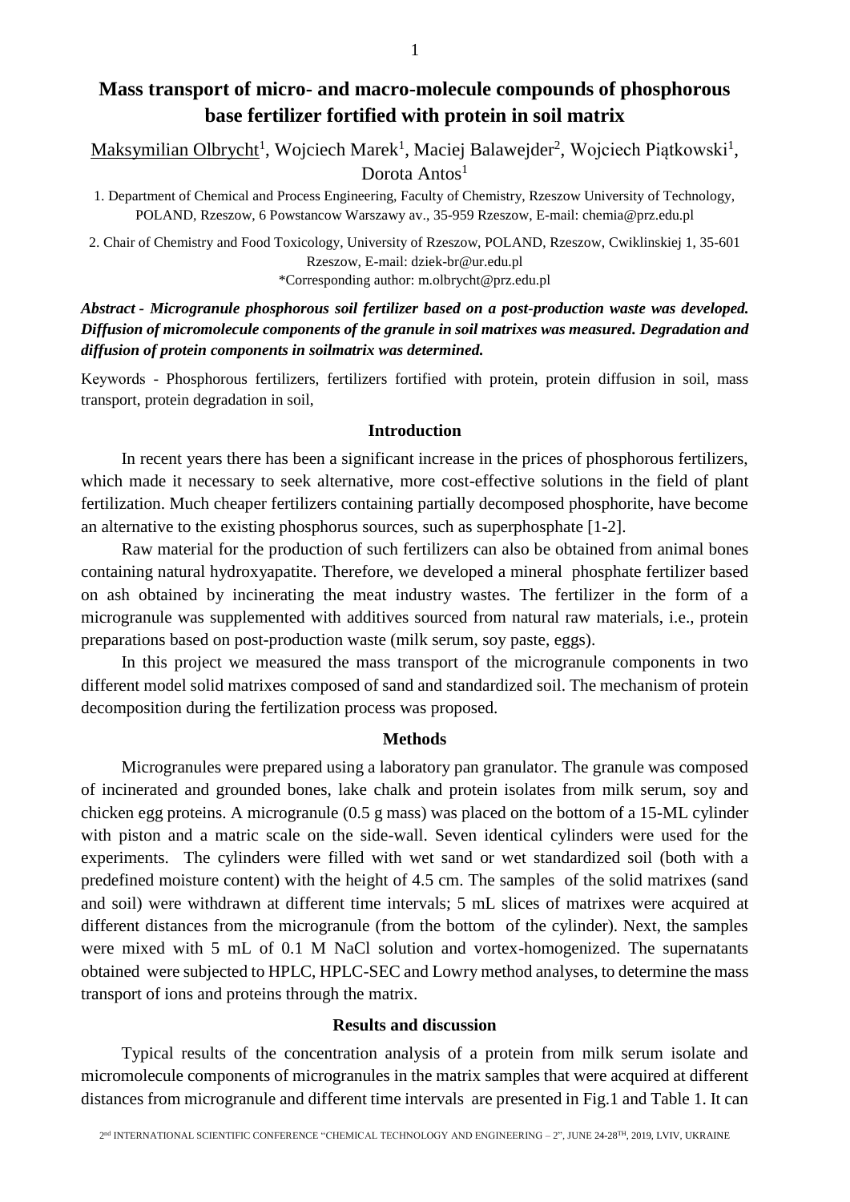# Mass transport of micro- and macro-molecule compounds of phosphorous base fertilizer fortified with protein in soil matrix

Maksymilian Olbrycht[1], Wojciech Marek[1], Maciej Balawejder[2], Wojciech Piątkowski[1], Dorota Antos[1]

1. Department of Chemical and Process Engineering, Faculty of Chemistry, Rzeszow University of Technology, POLAND, Rzeszow, 6 Powstancow Warszawy av., 35-959 Rzeszow, E-mail: chemia@prz.edu.pl

2. Chair of Chemistry and Food Toxicology, University of Rzeszow, POLAND, Rzeszow, Cwiklinskiej 1, 35-601 Rzeszow, E-mail: dziek-br@ur.edu.pl

*Corresponding author: m.olbrycht@prz.edu.pl

***Abstract - Microgranule phosphorous soil fertilizer based on a post-production waste was developed. Diffusion of micromolecule components of the granule in soil matrixes was measured. Degradation and diffusion of protein components in soilmatrix was determined.***

Keywords - Phosphorous fertilizers, fertilizers fortified with protein, protein diffusion in soil, mass transport, protein degradation in soil,

## Introduction

In recent years there has been a significant increase in the prices of phosphorous fertilizers, which made it necessary to seek alternative, more cost-effective solutions in the field of plant fertilization. Much cheaper fertilizers containing partially decomposed phosphorite, have become an alternative to the existing phosphorus sources, such as superphosphate [1-2].

Raw material for the production of such fertilizers can also be obtained from animal bones containing natural hydroxyapatite. Therefore, we developed a mineral phosphate fertilizer based on ash obtained by incinerating the meat industry wastes. The fertilizer in the form of a microgranule was supplemented with additives sourced from natural raw materials, i.e., protein preparations based on post-production waste (milk serum, soy paste, eggs).

In this project we measured the mass transport of the microgranule components in two different model solid matrixes composed of sand and standardized soil. The mechanism of protein decomposition during the fertilization process was proposed.

## Methods

Microgranules were prepared using a laboratory pan granulator. The granule was composed of incinerated and grounded bones, lake chalk and protein isolates from milk serum, soy and chicken egg proteins. A microgranule (0.5 g mass) was placed on the bottom of a 15-ML cylinder with piston and a matric scale on the side-wall. Seven identical cylinders were used for the experiments. The cylinders were filled with wet sand or wet standardized soil (both with a predefined moisture content) with the height of 4.5 cm. The samples of the solid matrixes (sand and soil) were withdrawn at different time intervals; 5 mL slices of matrixes were acquired at different distances from the microgranule (from the bottom of the cylinder). Next, the samples were mixed with 5 mL of 0.1 M NaCl solution and vortex-homogenized. The supernatants obtained were subjected to HPLC, HPLC-SEC and Lowry method analyses, to determine the mass transport of ions and proteins through the matrix.

## Results and discussion

Typical results of the concentration analysis of a protein from milk serum isolate and micromolecule components of microgranules in the matrix samples that were acquired at different distances from microgranule and different time intervals are presented in Fig.1 and Table 1. It can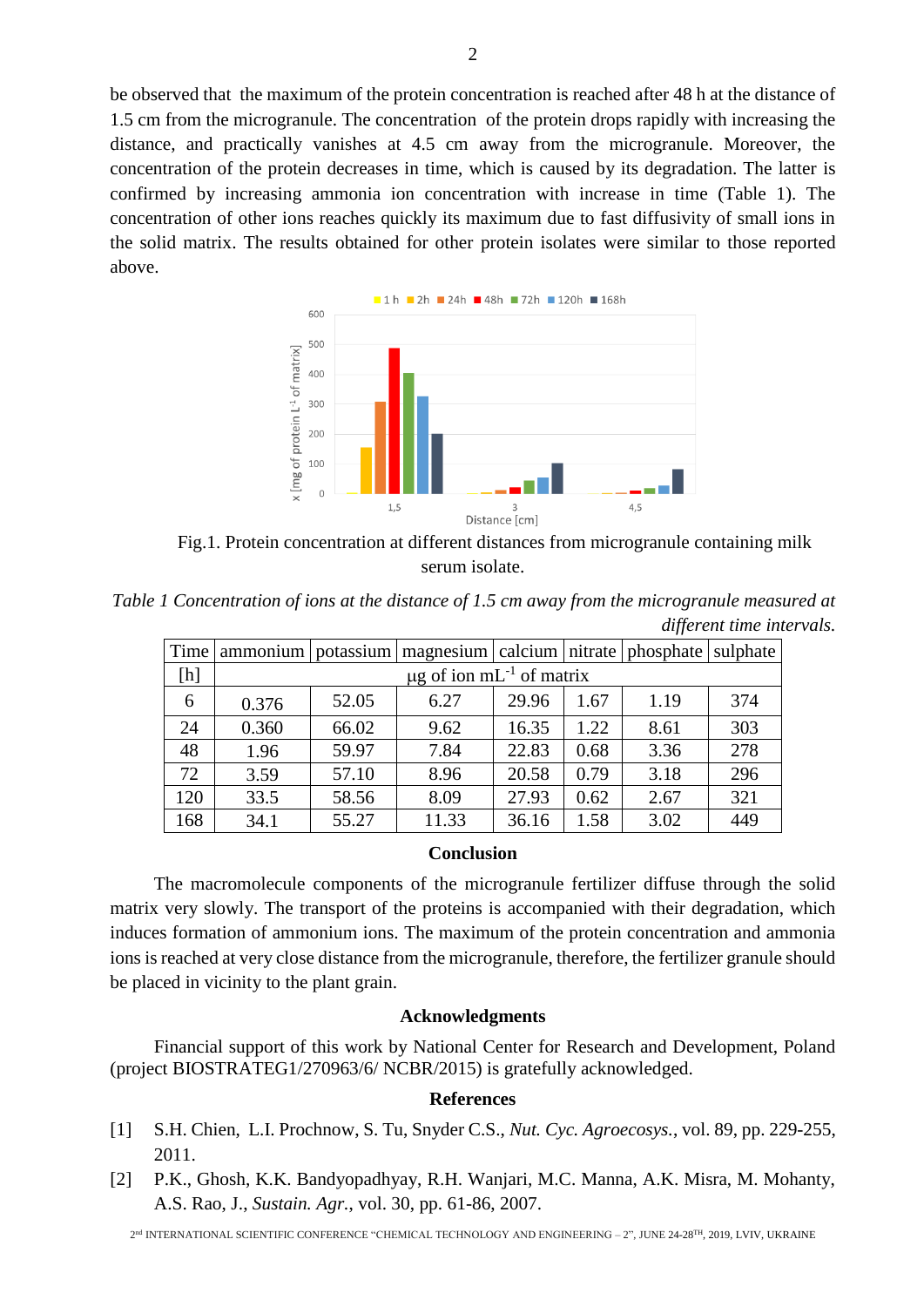be observed that the maximum of the protein concentration is reached after 48 h at the distance of 1.5 cm from the microgranule. The concentration of the protein drops rapidly with increasing the distance, and practically vanishes at 4.5 cm away from the microgranule. Moreover, the concentration of the protein decreases in time, which is caused by its degradation. The latter is confirmed by increasing ammonia ion concentration with increase in time (Table 1). The concentration of other ions reaches quickly its maximum due to fast diffusivity of small ions in the solid matrix. The results obtained for other protein isolates were similar to those reported above.

1 h
2h
24h
48h
72h
120h
168h

600
500
400
300
200
100
0

x [mg of protein L$^{-1}$ of matrix]

1,5
3
4,5

Distance [cm]

Fig.1. Protein concentration at different distances from microgranule containing milk serum isolate.

*Table 1 Concentration of ions at the distance of 1.5 cm away from the microgranule measured at different time intervals.*

| Time | ammonium | potassium | magnesium | calcium | nitrate | phosphate | sulphate |
|---|---|---|---|---|---|---|---|
| [h] | μg of ion mL$^{-1}$ of matrix | | | | | | |
| 6 | 0.376 | 52.05 | 6.27 | 29.96 | 1.67 | 1.19 | 374 |
| 24 | 0.360 | 66.02 | 9.62 | 16.35 | 1.22 | 8.61 | 303 |
| 48 | 1.96 | 59.97 | 7.84 | 22.83 | 0.68 | 3.36 | 278 |
| 72 | 3.59 | 57.10 | 8.96 | 20.58 | 0.79 | 3.18 | 296 |
| 120 | 33.5 | 58.56 | 8.09 | 27.93 | 0.62 | 2.67 | 321 |
| 168 | 34.1 | 55.27 | 11.33 | 36.16 | 1.58 | 3.02 | 449 |

## Conclusion

The macromolecule components of the microgranule fertilizer diffuse through the solid matrix very slowly. The transport of the proteins is accompanied with their degradation, which induces formation of ammonium ions. The maximum of the protein concentration and ammonia ions is reached at very close distance from the microgranule, therefore, the fertilizer granule should be placed in vicinity to the plant grain.

## Acknowledgments

Financial support of this work by National Center for Research and Development, Poland (project BIOSTRATEG1/270963/6/ NCBR/2015) is gratefully acknowledged.

## References

[1] S.H. Chien, L.I. Prochnow, S. Tu, Snyder C.S., *Nut. Cyc. Agroecosys.*, vol. 89, pp. 229-255, 2011.

[2] P.K., Ghosh, K.K. Bandyopadhyay, R.H. Wanjari, M.C. Manna, A.K. Misra, M. Mohanty, A.S. Rao, J., *Sustain. Agr.*, vol. 30, pp. 61-86, 2007.